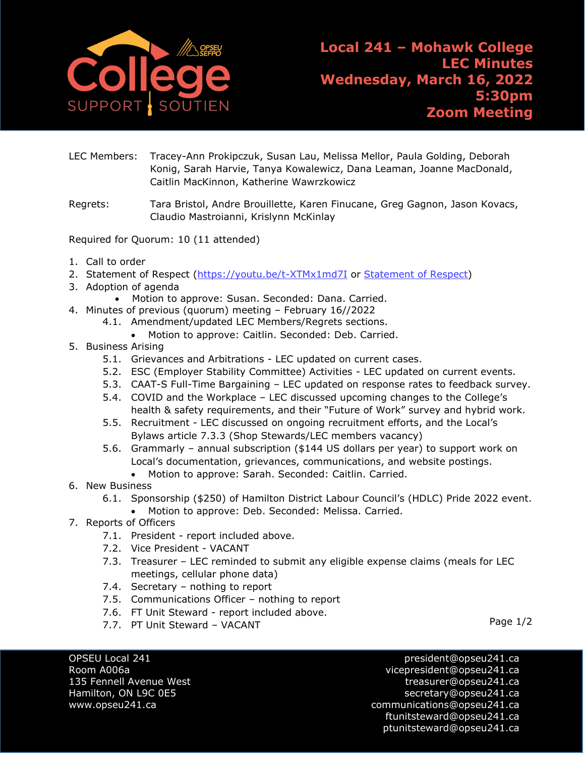# Local 241 – Mohawk College LEC Minutes

**Wednesday, March 16, 2022**
**5:30pm**
**Zoom Meeting**

LEC Members: Tracey-Ann Prokipczuk, Susan Lau, Melissa Mellor, Paula Golding, Deborah Konig, Sarah Harvie, Tanya Kowalewicz, Dana Leaman, Joanne MacDonald, Caitlin MacKinnon, Katherine Wawrzkowicz

Regrets: Tara Bristol, Andre Brouillette, Karen Finucane, Greg Gagnon, Jason Kovacs, Claudio Mastroianni, Krislynn McKinlay

Required for Quorum: 10 (11 attended)

1. Call to order
2. Statement of Respect (https://youtu.be/t-XTMx1md7I or Statement of Respect)
3. Adoption of agenda
   - Motion to approve: Susan. Seconded: Dana. Carried.
4. Minutes of previous (quorum) meeting – February 16//2022
   - 4.1. Amendment/updated LEC Members/Regrets sections.
     - Motion to approve: Caitlin. Seconded: Deb. Carried.
5. Business Arising
   - 5.1. Grievances and Arbitrations - LEC updated on current cases.
   - 5.2. ESC (Employer Stability Committee) Activities - LEC updated on current events.
   - 5.3. CAAT-S Full-Time Bargaining – LEC updated on response rates to feedback survey.
   - 5.4. COVID and the Workplace – LEC discussed upcoming changes to the College's health & safety requirements, and their "Future of Work" survey and hybrid work.
   - 5.5. Recruitment - LEC discussed on ongoing recruitment efforts, and the Local's Bylaws article 7.3.3 (Shop Stewards/LEC members vacancy)
   - 5.6. Grammarly – annual subscription ($144 US dollars per year) to support work on Local's documentation, grievances, communications, and website postings.
     - Motion to approve: Sarah. Seconded: Caitlin. Carried.
6. New Business
   - 6.1. Sponsorship ($250) of Hamilton District Labour Council's (HDLC) Pride 2022 event.
     - Motion to approve: Deb. Seconded: Melissa. Carried.
7. Reports of Officers
   - 7.1. President - report included above.
   - 7.2. Vice President - VACANT
   - 7.3. Treasurer – LEC reminded to submit any eligible expense claims (meals for LEC meetings, cellular phone data)
   - 7.4. Secretary – nothing to report
   - 7.5. Communications Officer – nothing to report
   - 7.6. FT Unit Steward - report included above.
   - 7.7. PT Unit Steward – VACANT

OPSEU Local 241
Room A006a
135 Fennell Avenue West
Hamilton, ON L9C 0E5
www.opseu241.ca

president@opseu241.ca
vicepresident@opseu241.ca
treasurer@opseu241.ca
secretary@opseu241.ca
communications@opseu241.ca
ftunitsteward@opseu241.ca
ptunitsteward@opseu241.ca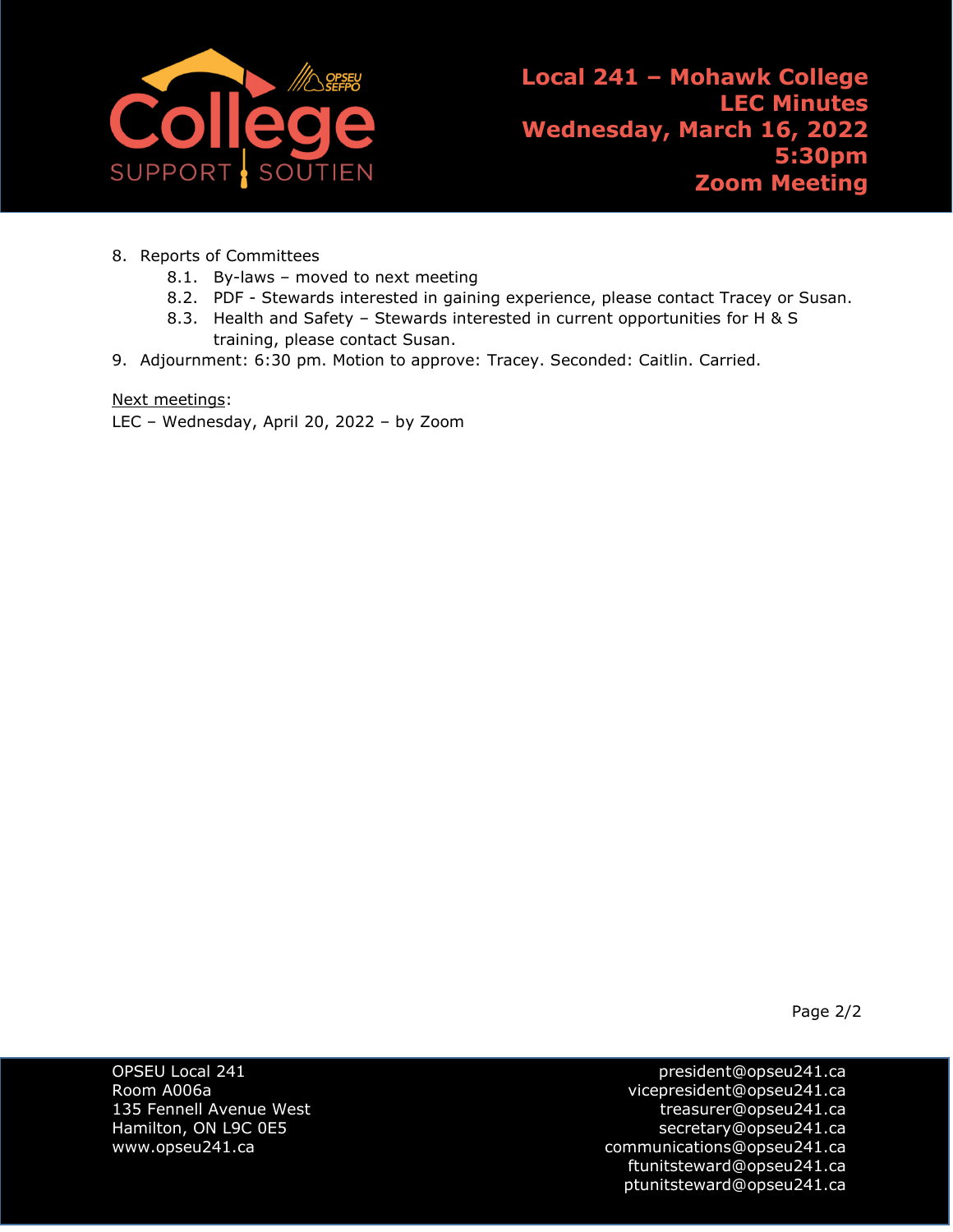8. Reports of Committees
    8.1. By-laws – moved to next meeting
    8.2. PDF - Stewards interested in gaining experience, please contact Tracey or Susan.
    8.3. Health and Safety – Stewards interested in current opportunities for H & S training, please contact Susan.
9. Adjournment: 6:30 pm. Motion to approve: Tracey. Seconded: Caitlin. Carried.

Next meetings:
LEC – Wednesday, April 20, 2022 – by Zoom